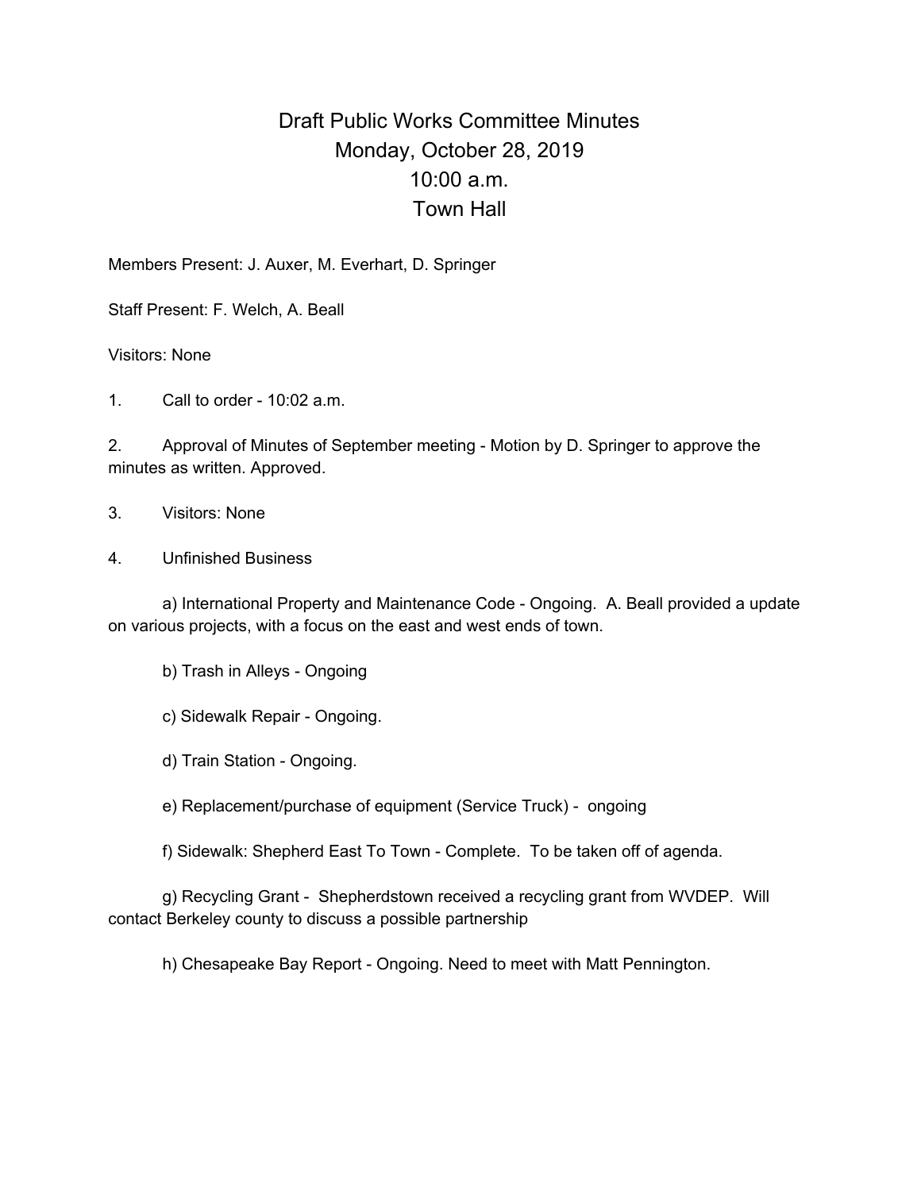# Draft Public Works Committee Minutes
# Monday, October 28, 2019
# 10:00 a.m.
# Town Hall

Members Present: J. Auxer, M. Everhart, D. Springer

Staff Present: F. Welch, A. Beall

Visitors: None

1. Call to order - 10:02 a.m.

2. Approval of Minutes of September meeting - Motion by D. Springer to approve the minutes as written. Approved.

3. Visitors: None

4. Unfinished Business

   a) International Property and Maintenance Code - Ongoing. A. Beall provided a update on various projects, with a focus on the east and west ends of town.

   b) Trash in Alleys - Ongoing

   c) Sidewalk Repair - Ongoing.

   d) Train Station - Ongoing.

   e) Replacement/purchase of equipment (Service Truck) - ongoing

   f) Sidewalk: Shepherd East To Town - Complete. To be taken off of agenda.

   g) Recycling Grant - Shepherdstown received a recycling grant from WVDEP. Will contact Berkeley county to discuss a possible partnership

   h) Chesapeake Bay Report - Ongoing. Need to meet with Matt Pennington.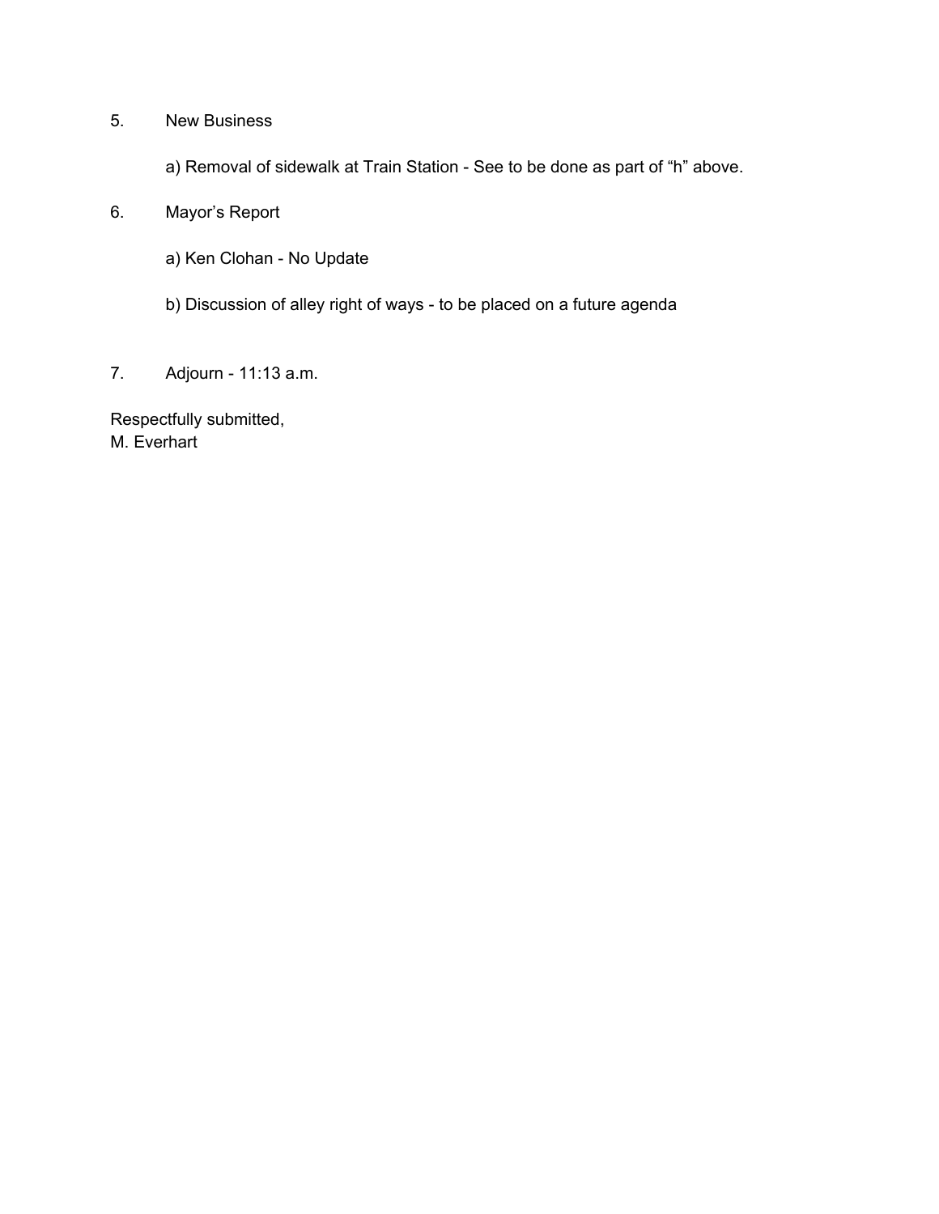5. New Business

   a) Removal of sidewalk at Train Station - See to be done as part of “h” above.

6. Mayor’s Report

   a) Ken Clohan - No Update

   b) Discussion of alley right of ways - to be placed on a future agenda

7. Adjourn - 11:13 a.m.

Respectfully submitted,
M. Everhart